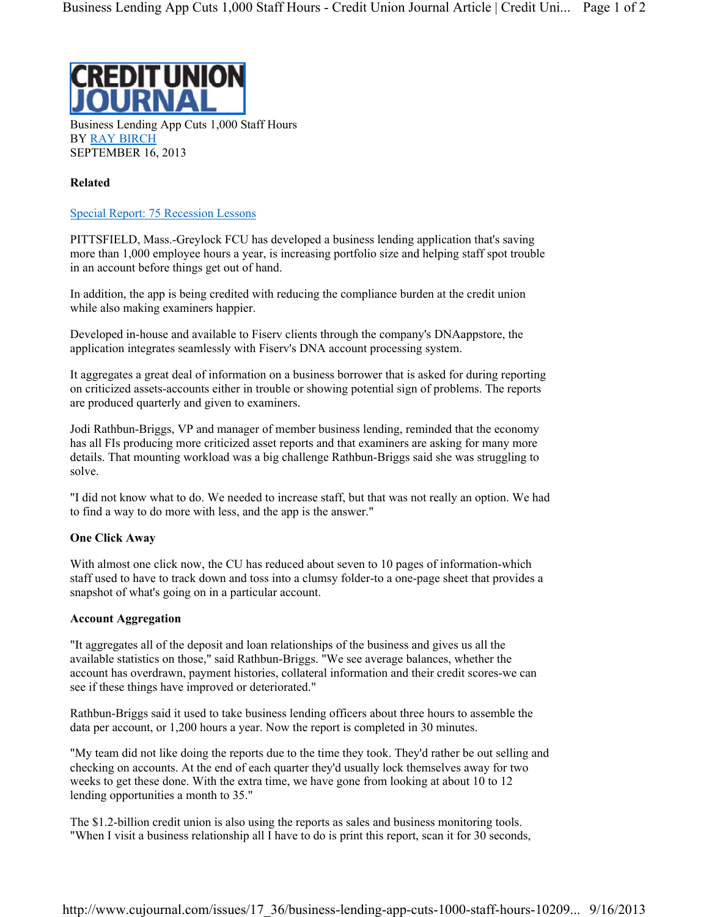# CREDIT UNION JOURNAL

Business Lending App Cuts 1,000 Staff Hours
BY RAY BIRCH
SEPTEMBER 16, 2013

**Related**

Special Report: 75 Recession Lessons

PITTSFIELD, Mass.-Greylock FCU has developed a business lending application that's saving more than 1,000 employee hours a year, is increasing portfolio size and helping staff spot trouble in an account before things get out of hand.

In addition, the app is being credited with reducing the compliance burden at the credit union while also making examiners happier.

Developed in-house and available to Fiserv clients through the company's DNAappstore, the application integrates seamlessly with Fiserv's DNA account processing system.

It aggregates a great deal of information on a business borrower that is asked for during reporting on criticized assets-accounts either in trouble or showing potential sign of problems. The reports are produced quarterly and given to examiners.

Jodi Rathbun-Briggs, VP and manager of member business lending, reminded that the economy has all FIs producing more criticized asset reports and that examiners are asking for many more details. That mounting workload was a big challenge Rathbun-Briggs said she was struggling to solve.

"I did not know what to do. We needed to increase staff, but that was not really an option. We had to find a way to do more with less, and the app is the answer."

**One Click Away**

With almost one click now, the CU has reduced about seven to 10 pages of information-which staff used to have to track down and toss into a clumsy folder-to a one-page sheet that provides a snapshot of what's going on in a particular account.

**Account Aggregation**

"It aggregates all of the deposit and loan relationships of the business and gives us all the available statistics on those," said Rathbun-Briggs. "We see average balances, whether the account has overdrawn, payment histories, collateral information and their credit scores-we can see if these things have improved or deteriorated."

Rathbun-Briggs said it used to take business lending officers about three hours to assemble the data per account, or 1,200 hours a year. Now the report is completed in 30 minutes.

"My team did not like doing the reports due to the time they took. They'd rather be out selling and checking on accounts. At the end of each quarter they'd usually lock themselves away for two weeks to get these done. With the extra time, we have gone from looking at about 10 to 12 lending opportunities a month to 35."

The $1.2-billion credit union is also using the reports as sales and business monitoring tools. "When I visit a business relationship all I have to do is print this report, scan it for 30 seconds,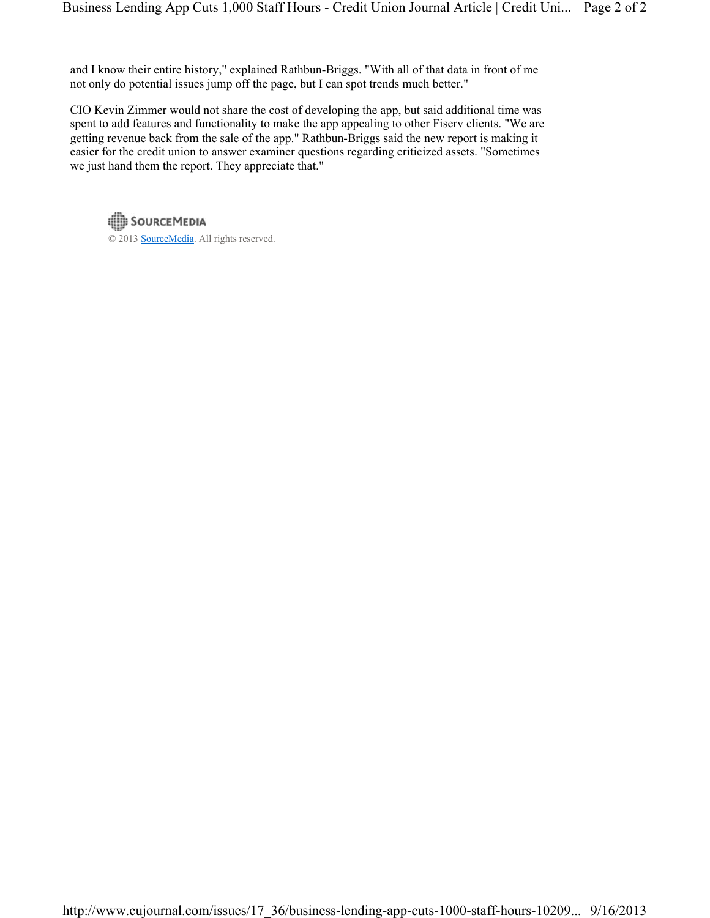and I know their entire history," explained Rathbun-Briggs. "With all of that data in front of me not only do potential issues jump off the page, but I can spot trends much better."

CIO Kevin Zimmer would not share the cost of developing the app, but said additional time was spent to add features and functionality to make the app appealing to other Fiserv clients. "We are getting revenue back from the sale of the app." Rathbun-Briggs said the new report is making it easier for the credit union to answer examiner questions regarding criticized assets. "Sometimes we just hand them the report. They appreciate that."

SourceMedia

© 2013 SourceMedia. All rights reserved.